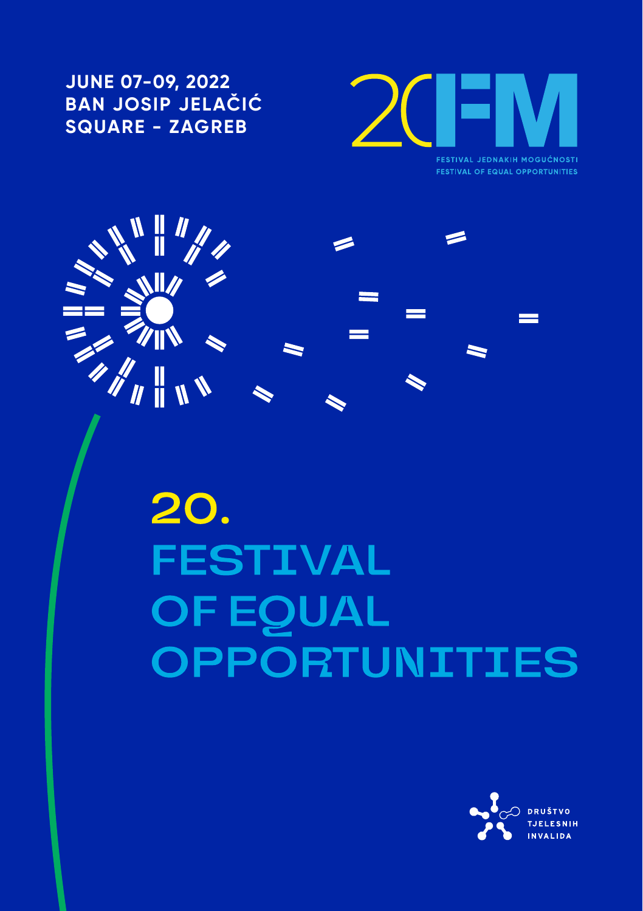JUNE 07-09, 2022
BAN JOSIP JELAČIĆ
SQUARE - ZAGREB

20FJM

FESTIVAL JEDNAKIH MOGUĆNOSTI
FESTIVAL OF EQUAL OPPORTUNITIES

# 20. FESTIVAL OF EQUAL OPPORTUNITIES

DRUŠTVO TJELESNIH INVALIDA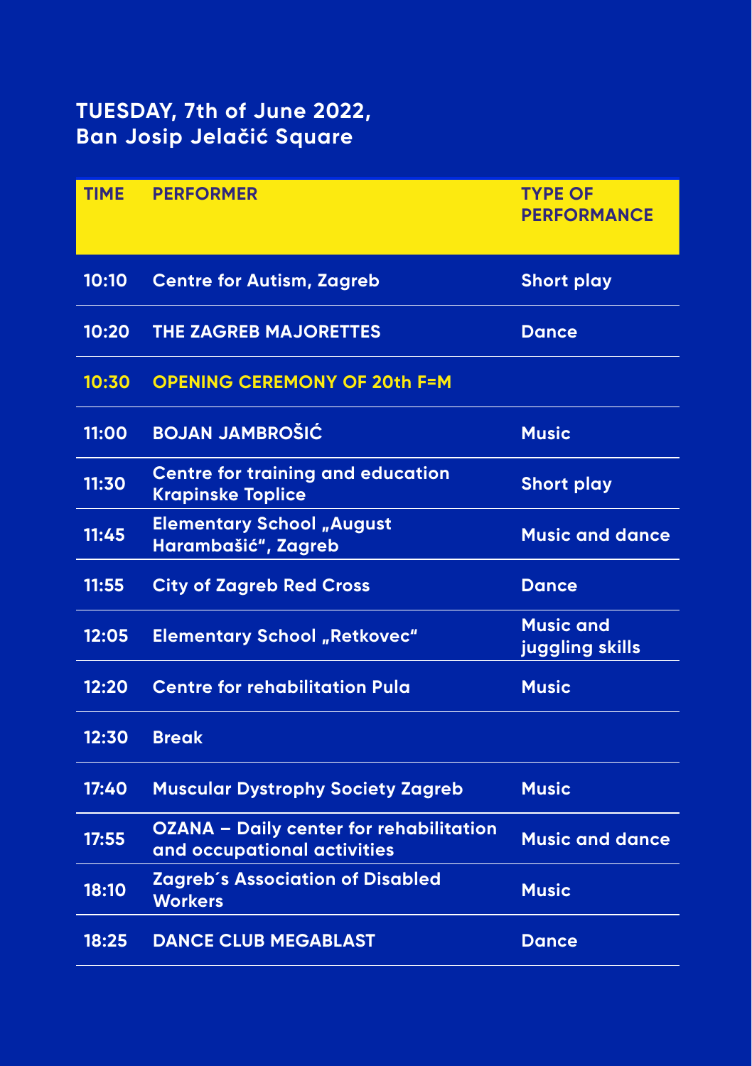## TUESDAY, 7th of June 2022, Ban Josip Jelačić Square

| TIME | PERFORMER | TYPE OF PERFORMANCE |
|---|---|---|
| 10:10 | Centre for Autism, Zagreb | Short play |
| 10:20 | THE ZAGREB MAJORETTES | Dance |
| 10:30 | OPENING CEREMONY OF 20th F=M | |
| 11:00 | BOJAN JAMBROŠIĆ | Music |
| 11:30 | Centre for training and education Krapinske Toplice | Short play |
| 11:45 | Elementary School „August Harambašić", Zagreb | Music and dance |
| 11:55 | City of Zagreb Red Cross | Dance |
| 12:05 | Elementary School „Retkovec" | Music and juggling skills |
| 12:20 | Centre for rehabilitation Pula | Music |
| 12:30 | Break | |
| 17:40 | Muscular Dystrophy Society Zagreb | Music |
| 17:55 | OZANA – Daily center for rehabilitation and occupational activities | Music and dance |
| 18:10 | Zagreb´s Association of Disabled Workers | Music |
| 18:25 | DANCE CLUB MEGABLAST | Dance |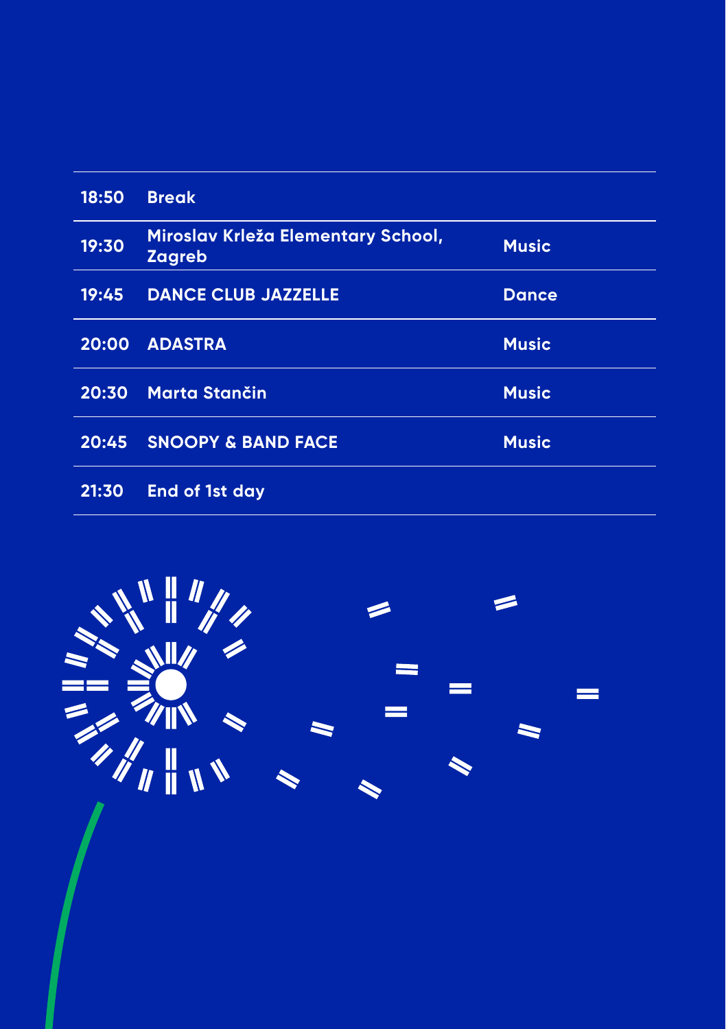| | | |
|---|---|---|
| **18:50** | **Break** | |
| **19:30** | **Miroslav Krleža Elementary School, Zagreb** | **Music** |
| **19:45** | **DANCE CLUB JAZZELLE** | **Dance** |
| **20:00** | **ADASTRA** | **Music** |
| **20:30** | **Marta Stančin** | **Music** |
| **20:45** | **SNOOPY & BAND FACE** | **Music** |
| **21:30** | **End of 1st day** | |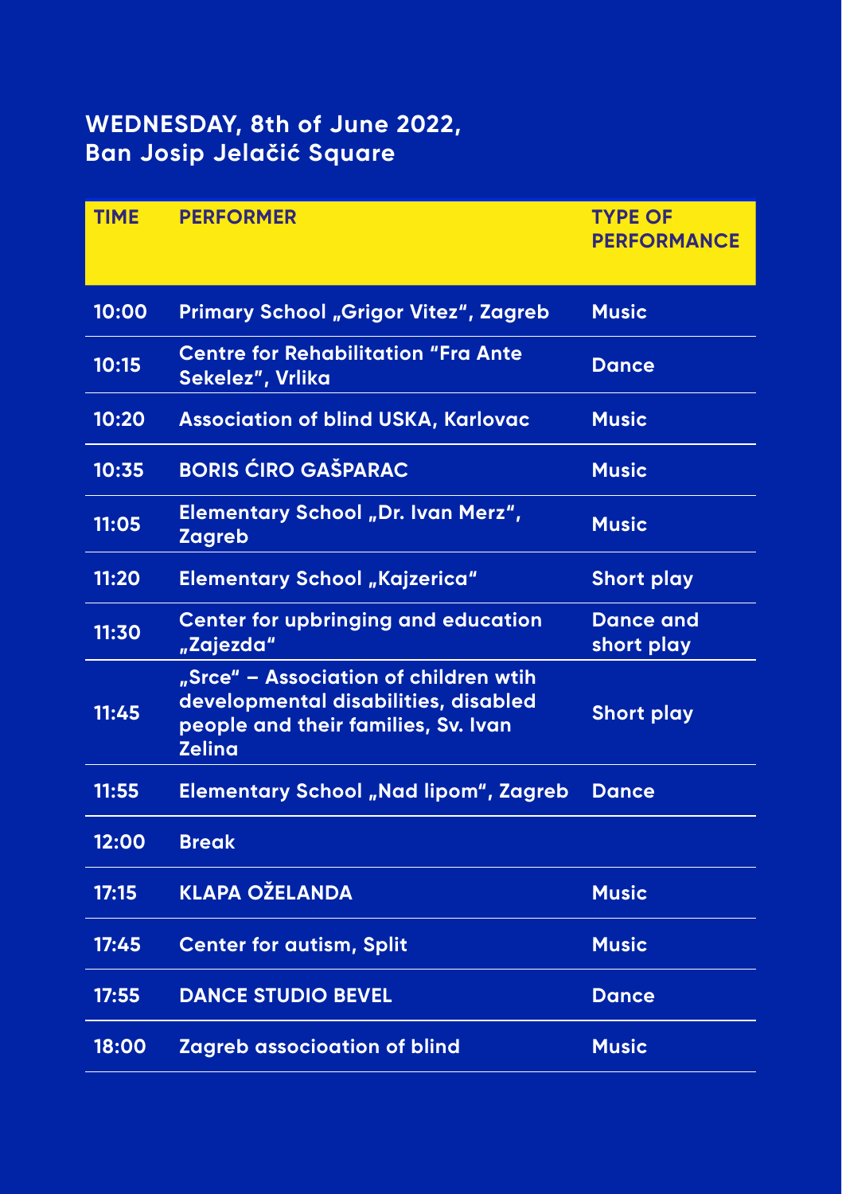## WEDNESDAY, 8th of June 2022, Ban Josip Jelačić Square

| TIME | PERFORMER | TYPE OF PERFORMANCE |
|---|---|---|
| 10:00 | Primary School „Grigor Vitez“, Zagreb | Music |
| 10:15 | Centre for Rehabilitation “Fra Ante Sekelez”, Vrlika | Dance |
| 10:20 | Association of blind USKA, Karlovac | Music |
| 10:35 | BORIS ĆIRO GAŠPARAC | Music |
| 11:05 | Elementary School „Dr. Ivan Merz“, Zagreb | Music |
| 11:20 | Elementary School „Kajzerica“ | Short play |
| 11:30 | Center for upbringing and education „Zajezda“ | Dance and short play |
| 11:45 | „Srce“ – Association of children wtih developmental disabilities, disabled people and their families, Sv. Ivan Zelina | Short play |
| 11:55 | Elementary School „Nad lipom“, Zagreb | Dance |
| 12:00 | Break | |
| 17:15 | KLAPA OŽELANDA | Music |
| 17:45 | Center for autism, Split | Music |
| 17:55 | DANCE STUDIO BEVEL | Dance |
| 18:00 | Zagreb associoation of blind | Music |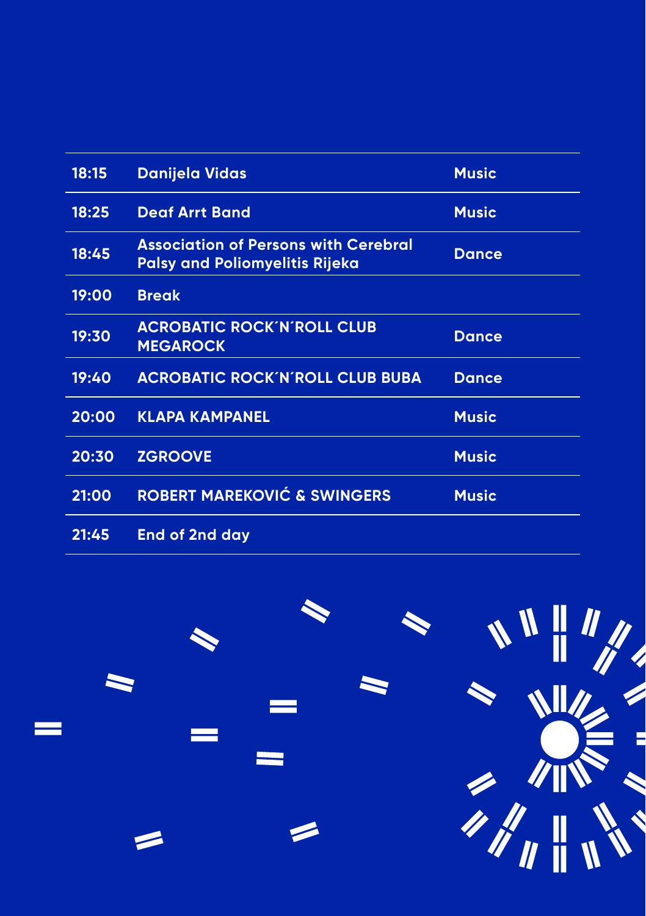| | | |
|---|---|---|
| 18:15 | Danijela Vidas | Music |
| 18:25 | Deaf Arrt Band | Music |
| 18:45 | Association of Persons with Cerebral Palsy and Poliomyelitis Rijeka | Dance |
| 19:00 | Break | |
| 19:30 | ACROBATIC ROCK´N´ROLL CLUB MEGAROCK | Dance |
| 19:40 | ACROBATIC ROCK´N´ROLL CLUB BUBA | Dance |
| 20:00 | KLAPA KAMPANEL | Music |
| 20:30 | ZGROOVE | Music |
| 21:00 | ROBERT MAREKOVIĆ & SWINGERS | Music |
| 21:45 | End of 2nd day | |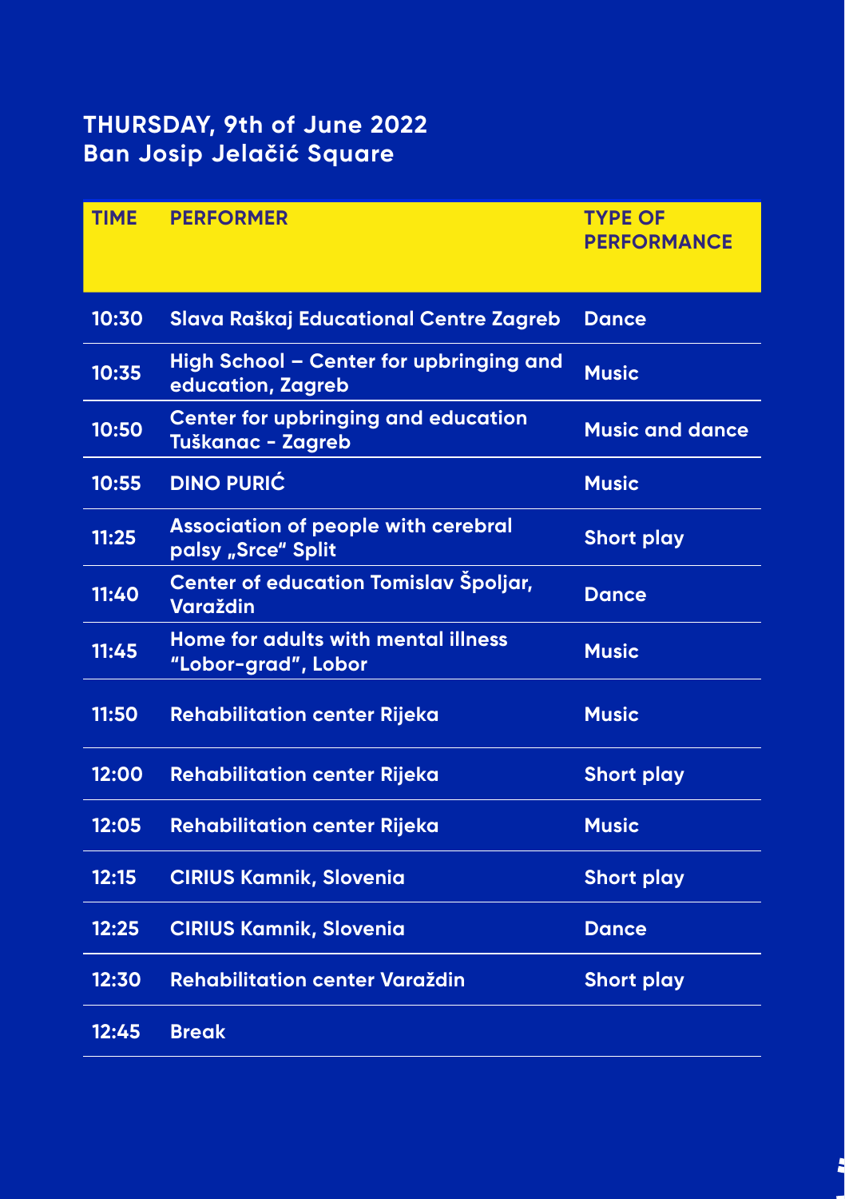## THURSDAY, 9th of June 2022
## Ban Josip Jelačić Square

| TIME | PERFORMER | TYPE OF PERFORMANCE |
|---|---|---|
| 10:30 | Slava Raškaj Educational Centre Zagreb | Dance |
| 10:35 | High School – Center for upbringing and education, Zagreb | Music |
| 10:50 | Center for upbringing and education Tuškanac - Zagreb | Music and dance |
| 10:55 | DINO PURIĆ | Music |
| 11:25 | Association of people with cerebral palsy „Srce" Split | Short play |
| 11:40 | Center of education Tomislav Špoljar, Varaždin | Dance |
| 11:45 | Home for adults with mental illness "Lobor-grad", Lobor | Music |
| 11:50 | Rehabilitation center Rijeka | Music |
| 12:00 | Rehabilitation center Rijeka | Short play |
| 12:05 | Rehabilitation center Rijeka | Music |
| 12:15 | CIRIUS Kamnik, Slovenia | Short play |
| 12:25 | CIRIUS Kamnik, Slovenia | Dance |
| 12:30 | Rehabilitation center Varaždin | Short play |
| 12:45 | Break | |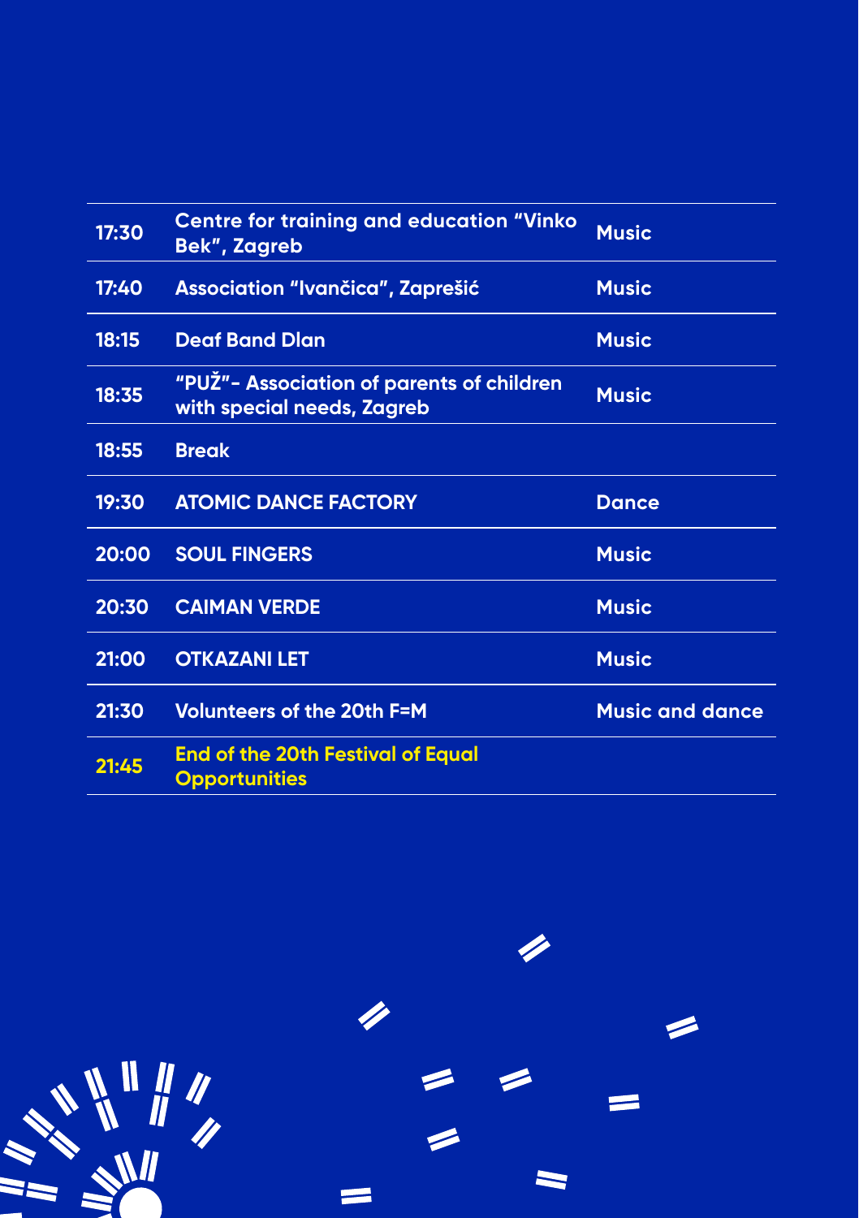| | | |
|---|---|---|
| 17:30 | Centre for training and education “Vinko Bek”, Zagreb | Music |
| 17:40 | Association “Ivančica”, Zaprešić | Music |
| 18:15 | Deaf Band Dlan | Music |
| 18:35 | “PUŽ”- Association of parents of children with special needs, Zagreb | Music |
| 18:55 | Break | |
| 19:30 | ATOMIC DANCE FACTORY | Dance |
| 20:00 | SOUL FINGERS | Music |
| 20:30 | CAIMAN VERDE | Music |
| 21:00 | OTKAZANI LET | Music |
| 21:30 | Volunteers of the 20th F=M | Music and dance |
| 21:45 | End of the 20th Festival of Equal Opportunities | |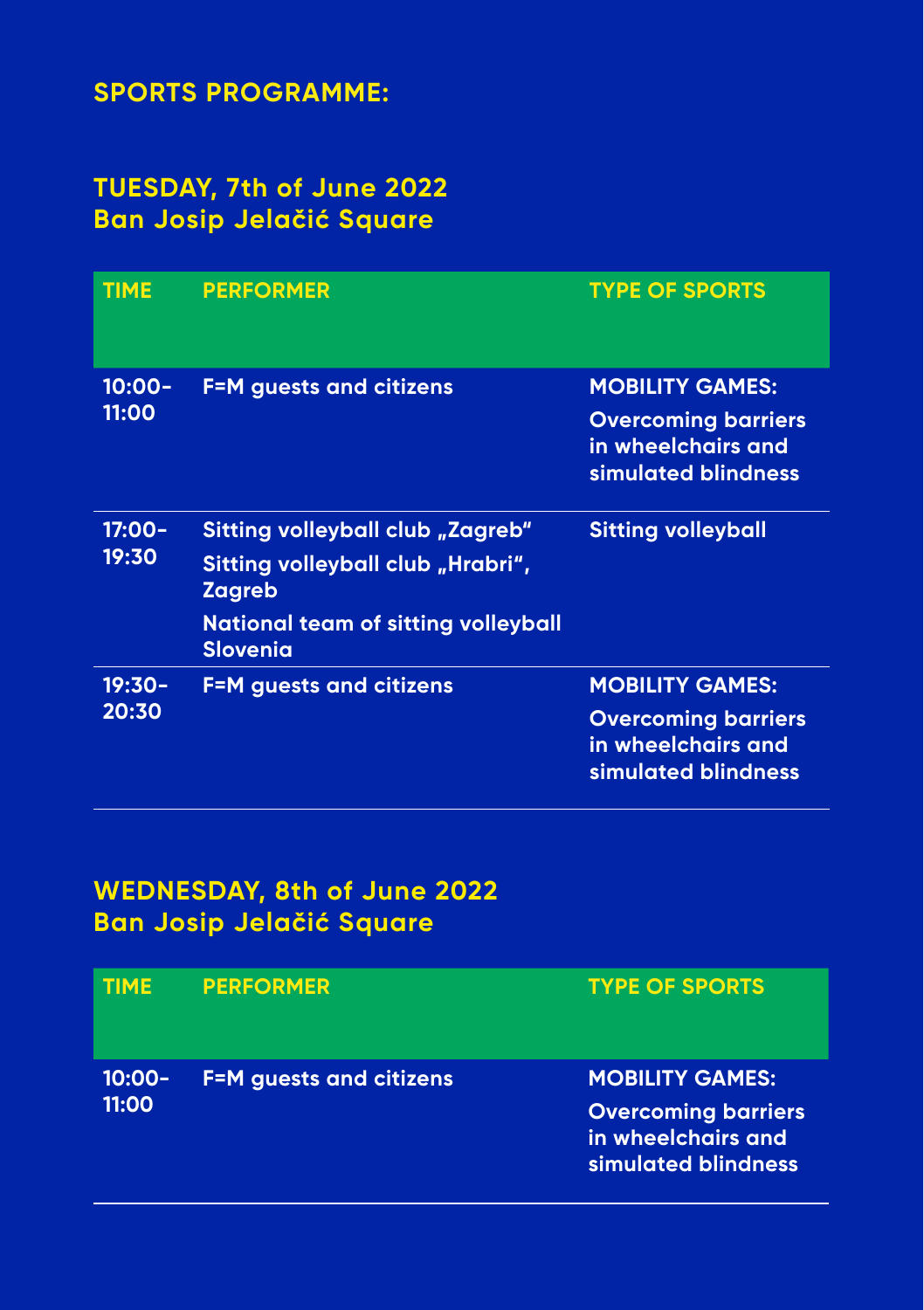## SPORTS PROGRAMME:

### TUESDAY, 7th of June 2022
### Ban Josip Jelačić Square

| TIME | PERFORMER | TYPE OF SPORTS |
|---|---|---|
| 10:00-11:00 | F=M guests and citizens | MOBILITY GAMES: Overcoming barriers in wheelchairs and simulated blindness |
| 17:00-19:30 | Sitting volleyball club „Zagreb“<br>Sitting volleyball club „Hrabri“, Zagreb<br>National team of sitting volleyball Slovenia | Sitting volleyball |
| 19:30-20:30 | F=M guests and citizens | MOBILITY GAMES: Overcoming barriers in wheelchairs and simulated blindness |

### WEDNESDAY, 8th of June 2022
### Ban Josip Jelačić Square

| TIME | PERFORMER | TYPE OF SPORTS |
|---|---|---|
| 10:00-11:00 | F=M guests and citizens | MOBILITY GAMES: Overcoming barriers in wheelchairs and simulated blindness |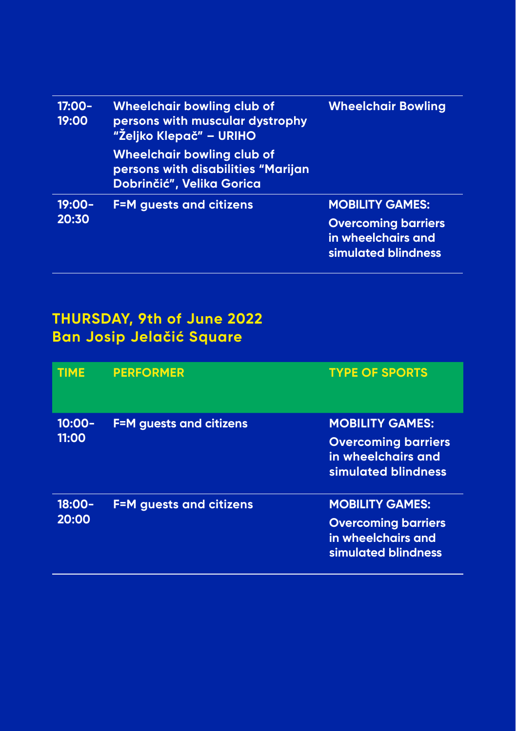| | | |
|---|---|---|
| 17:00-19:00 | Wheelchair bowling club of persons with muscular dystrophy "Željko Klepač" – URIHO<br>Wheelchair bowling club of persons with disabilities "Marijan Dobrinčić", Velika Gorica | Wheelchair Bowling |
| 19:00-20:30 | F=M guests and citizens | MOBILITY GAMES:<br>Overcoming barriers in wheelchairs and simulated blindness |

## THURSDAY, 9th of June 2022
## Ban Josip Jelačić Square

| TIME | PERFORMER | TYPE OF SPORTS |
|---|---|---|
| 10:00-11:00 | F=M guests and citizens | MOBILITY GAMES:<br>Overcoming barriers in wheelchairs and simulated blindness |
| 18:00-20:00 | F=M guests and citizens | MOBILITY GAMES:<br>Overcoming barriers in wheelchairs and simulated blindness |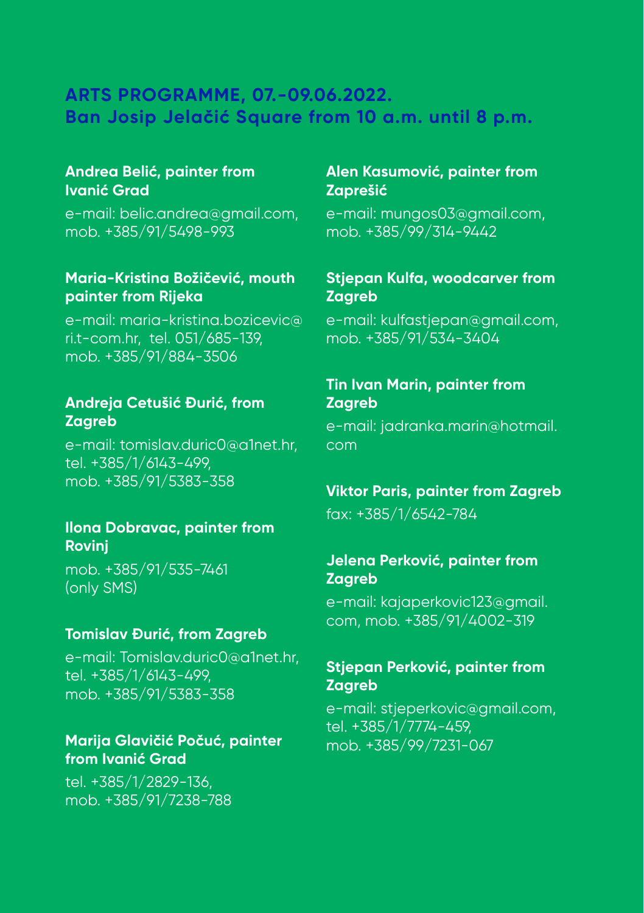## ARTS PROGRAMME, 07.-09.06.2022.
## Ban Josip Jelačić Square from 10 a.m. until 8 p.m.

**Andrea Belić, painter from Ivanić Grad**

e-mail: belic.andrea@gmail.com, mob. +385/91/5498-993

**Maria-Kristina Božičević, mouth painter from Rijeka**

e-mail: maria-kristina.bozicevic@ri.t-com.hr, tel. 051/685-139, mob. +385/91/884-3506

**Andreja Cetušić Đurić, from Zagreb**

e-mail: tomislav.duric0@a1net.hr, tel. +385/1/6143-499, mob. +385/91/5383-358

**Ilona Dobravac, painter from Rovinj**

mob. +385/91/535-7461 (only SMS)

**Tomislav Đurić, from Zagreb**

e-mail: Tomislav.duric0@a1net.hr, tel. +385/1/6143-499, mob. +385/91/5383-358

**Marija Glavičić Počuć, painter from Ivanić Grad**

tel. +385/1/2829-136, mob. +385/91/7238-788

**Alen Kasumović, painter from Zaprešić**

e-mail: mungos03@gmail.com, mob. +385/99/314-9442

**Stjepan Kulfa, woodcarver from Zagreb**

e-mail: kulfastjepan@gmail.com, mob. +385/91/534-3404

**Tin Ivan Marin, painter from Zagreb**

e-mail: jadranka.marin@hotmail.com

**Viktor Paris, painter from Zagreb**

fax: +385/1/6542-784

**Jelena Perković, painter from Zagreb**

e-mail: kajaperkovic123@gmail.com, mob. +385/91/4002-319

**Stjepan Perković, painter from Zagreb**

e-mail: stjeperkovic@gmail.com, tel. +385/1/7774-459, mob. +385/99/7231-067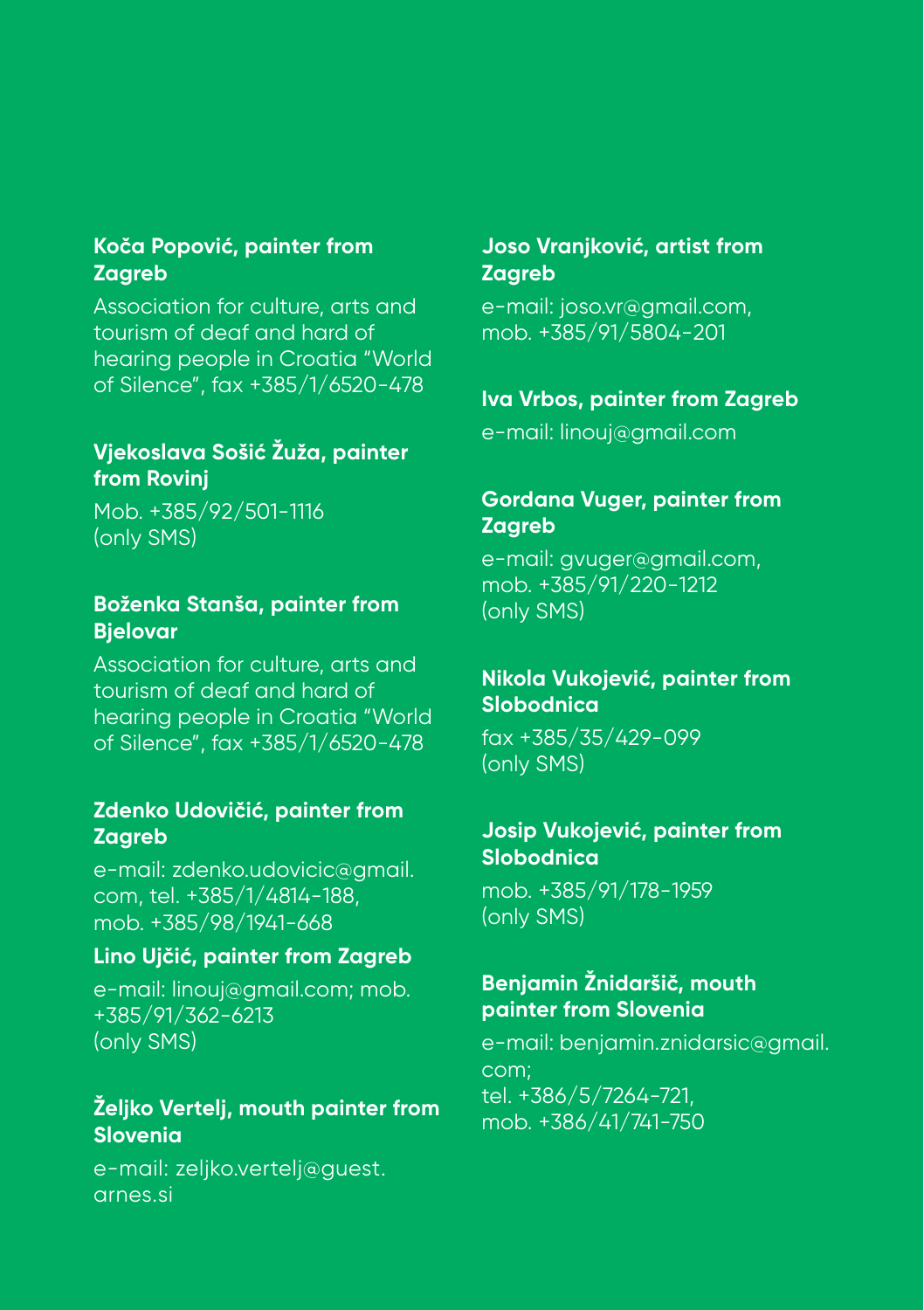**Koča Popović, painter from Zagreb**

Association for culture, arts and tourism of deaf and hard of hearing people in Croatia "World of Silence", fax +385/1/6520-478

**Vjekoslava Sošić Žuža, painter from Rovinj**

Mob. +385/92/501-1116 (only SMS)

**Boženka Stanša, painter from Bjelovar**

Association for culture, arts and tourism of deaf and hard of hearing people in Croatia "World of Silence", fax +385/1/6520-478

**Zdenko Udovičić, painter from Zagreb**

e-mail: zdenko.udovicic@gmail.com, tel. +385/1/4814-188, mob. +385/98/1941-668

**Lino Ujčić, painter from Zagreb**

e-mail: linouj@gmail.com; mob. +385/91/362-6213 (only SMS)

**Željko Vertelj, mouth painter from Slovenia**

e-mail: zeljko.vertelj@guest.arnes.si

**Joso Vranjković, artist from Zagreb**

e-mail: joso.vr@gmail.com, mob. +385/91/5804-201

**Iva Vrbos, painter from Zagreb**

e-mail: linouj@gmail.com

**Gordana Vuger, painter from Zagreb**

e-mail: gvuger@gmail.com, mob. +385/91/220-1212 (only SMS)

**Nikola Vukojević, painter from Slobodnica**

fax +385/35/429-099 (only SMS)

**Josip Vukojević, painter from Slobodnica**

mob. +385/91/178-1959 (only SMS)

**Benjamin Žnidaršič, mouth painter from Slovenia**

e-mail: benjamin.znidarsic@gmail.com;
tel. +386/5/7264-721,
mob. +386/41/741-750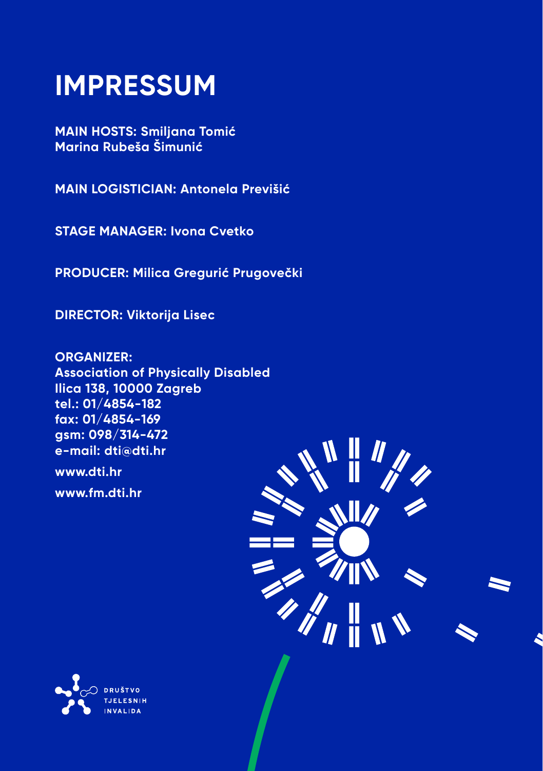# IMPRESSUM

**MAIN HOSTS: Smiljana Tomić**
**Marina Rubeša Šimunić**

**MAIN LOGISTICIAN: Antonela Previšić**

**STAGE MANAGER: Ivona Cvetko**

**PRODUCER: Milica Gregurić Prugovečki**

**DIRECTOR: Viktorija Lisec**

**ORGANIZER:**
**Association of Physically Disabled**
**Ilica 138, 10000 Zagreb**
**tel.: 01/4854-182**
**fax: 01/4854-169**
**gsm: 098/314-472**
**e-mail: dti@dti.hr**

**www.dti.hr**

**www.fm.dti.hr**

DRUŠTVO
TJELESNIH
INVALIDA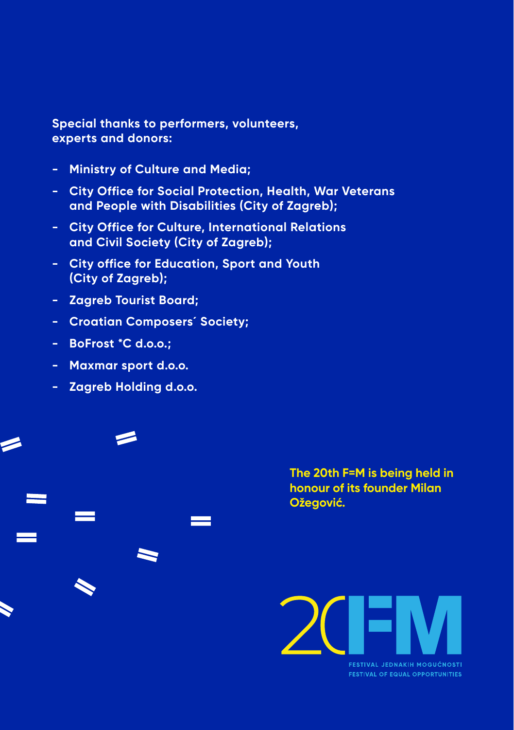**Special thanks to performers, volunteers, experts and donors:**

- **Ministry of Culture and Media;**
- **City Office for Social Protection, Health, War Veterans and People with Disabilities (City of Zagreb);**
- **City Office for Culture, International Relations and Civil Society (City of Zagreb);**
- **City office for Education, Sport and Youth (City of Zagreb);**
- **Zagreb Tourist Board;**
- **Croatian Composers´ Society;**
- **BoFrost *C d.o.o.;**
- **Maxmar sport d.o.o.**
- **Zagreb Holding d.o.o.**

**The 20th F=M is being held in honour of its founder Milan Ožegović.**

20 F=M

FESTIVAL JEDNAKIH MOGUĆNOSTI
FESTIVAL OF EQUAL OPPORTUNITIES